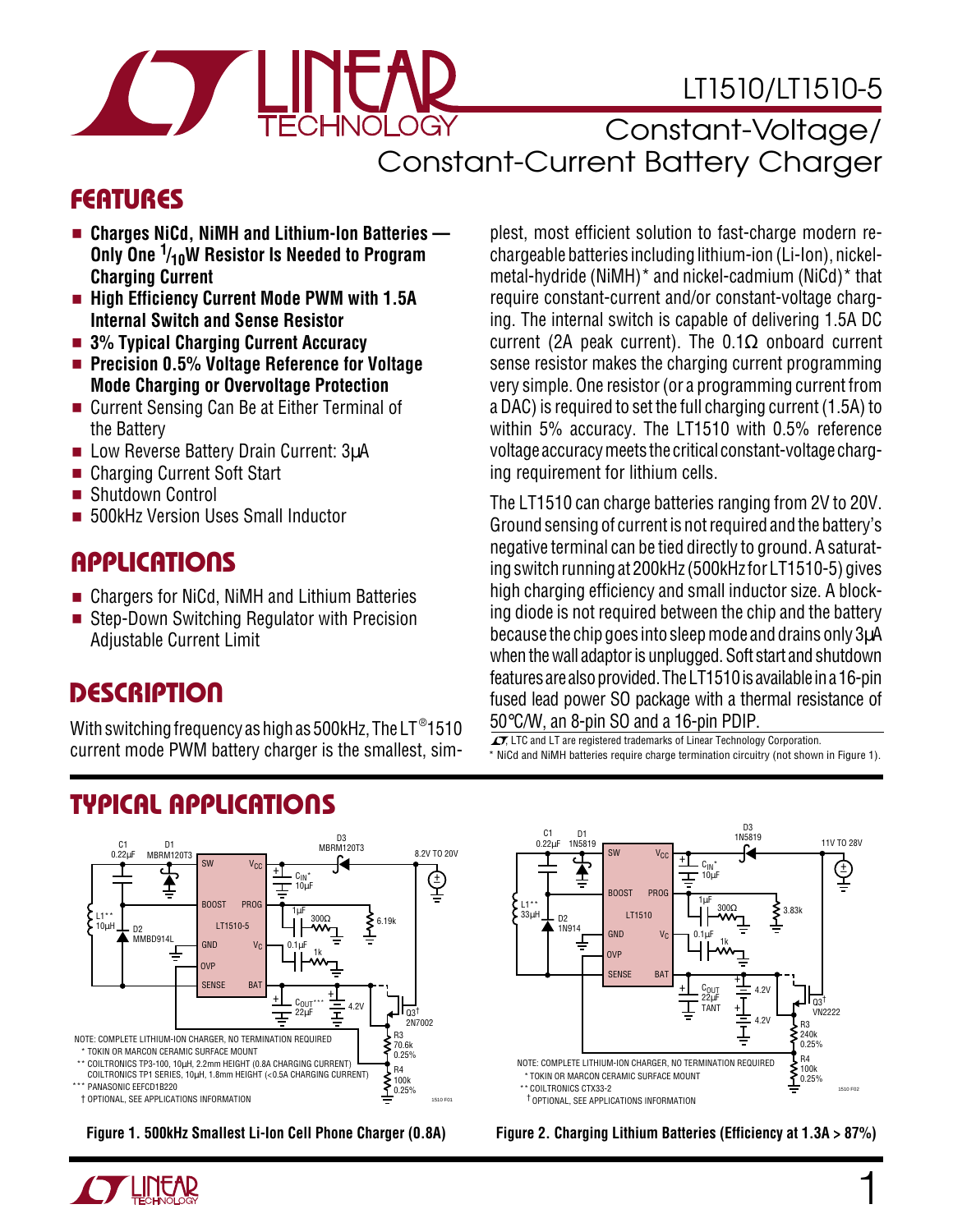# LT1510/LT1510-5

## Constant-Voltage/Constant-Current Battery Charger

## FEATURES

- **Charges NiCd, NiMH and Lithium-Ion Batteries — Only One 1/10W Resistor Is Needed to Program Charging Current**
- **High Efficiency Current Mode PWM with 1.5A Internal Switch and Sense Resistor**
- **3% Typical Charging Current Accuracy**
- **Precision 0.5% Voltage Reference for Voltage Mode Charging or Overvoltage Protection**
- Current Sensing Can Be at Either Terminal of the Battery
- Low Reverse Battery Drain Current: 3µA
- Charging Current Soft Start
- Shutdown Control
- 500kHz Version Uses Small Inductor

## APPLICATIONS

- Chargers for NiCd, NiMH and Lithium Batteries
- Step-Down Switching Regulator with Precision Adjustable Current Limit

## DESCRIPTION

With switching frequency as high as 500kHz, The LT®1510 current mode PWM battery charger is the smallest, simplest, most efficient solution to fast-charge modern rechargeable batteries including lithium-ion (Li-Ion), nickel-metal-hydride (NiMH)* and nickel-cadmium (NiCd)* that require constant-current and/or constant-voltage charging. The internal switch is capable of delivering 1.5A DC current (2A peak current). The 0.1Ω onboard current sense resistor makes the charging current programming very simple. One resistor (or a programming current from a DAC) is required to set the full charging current (1.5A) to within 5% accuracy. The LT1510 with 0.5% reference voltage accuracy meets the critical constant-voltage charging requirement for lithium cells.

The LT1510 can charge batteries ranging from 2V to 20V. Ground sensing of current is not required and the battery's negative terminal can be tied directly to ground. A saturating switch running at 200kHz (500kHz for LT1510-5) gives high charging efficiency and small inductor size. A blocking diode is not required between the chip and the battery because the chip goes into sleep mode and drains only 3µA when the wall adaptor is unplugged. Soft start and shutdown features are also provided. The LT1510 is available in a 16-pin fused lead power SO package with a thermal resistance of 50°C/W, an 8-pin SO and a 16-pin PDIP.

LTC and LT are registered trademarks of Linear Technology Corporation.
* NiCd and NiMH batteries require charge termination circuitry (not shown in Figure 1).

## TYPICAL APPLICATIONS

NOTE: COMPLETE LITHIUM-ION CHARGER, NO TERMINATION REQUIRED
\* TOKIN OR MARCON CERAMIC SURFACE MOUNT
\** COILTRONICS TP3-100, 10µH, 2.2mm HEIGHT (0.8A CHARGING CURRENT)
COILTRONICS TP1 SERIES, 10µH, 1.8mm HEIGHT (<0.5A CHARGING CURRENT)
\*** PANASONIC EEFCD1B220
† OPTIONAL, SEE APPLICATIONS INFORMATION

**Figure 1. 500kHz Smallest Li-Ion Cell Phone Charger (0.8A)**

NOTE: COMPLETE LITHIUM-ION CHARGER, NO TERMINATION REQUIRED
\* TOKIN OR MARCON CERAMIC SURFACE MOUNT
\** COILTRONICS CTX33-2
† OPTIONAL, SEE APPLICATIONS INFORMATION

**Figure 2. Charging Lithium Batteries (Efficiency at 1.3A > 87%)**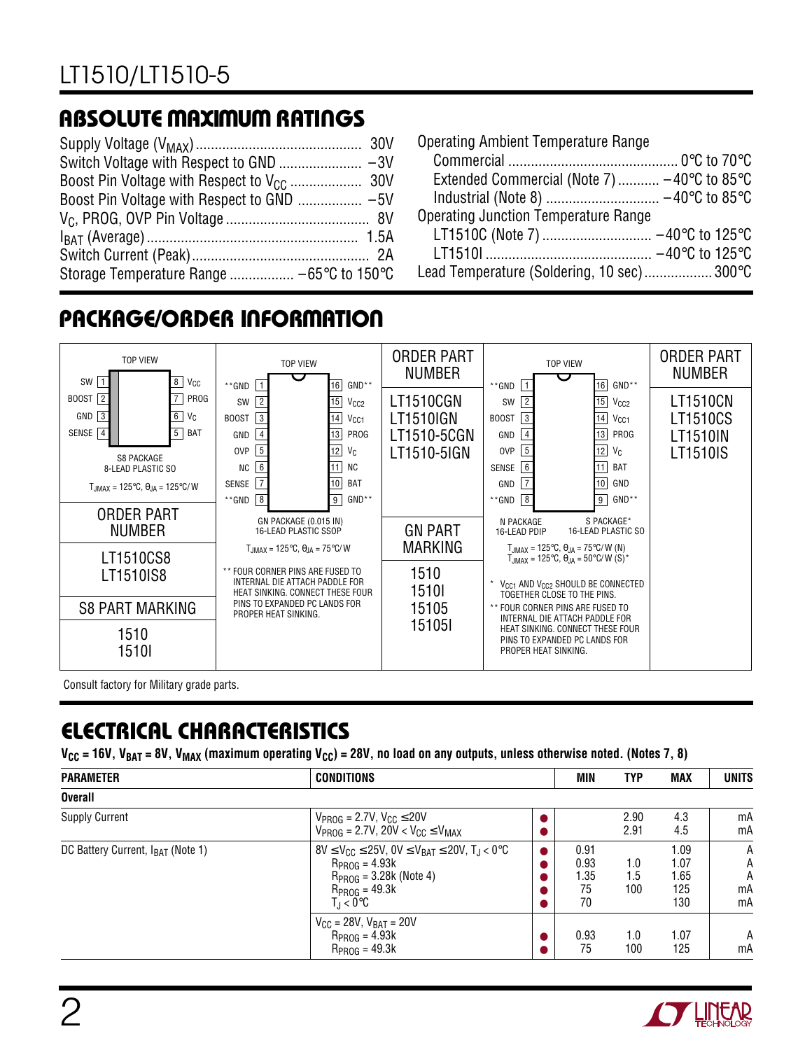## ABSOLUTE MAXIMUM RATINGS

Supply Voltage ($V_{MAX}$) ........................................... 30V
Switch Voltage with Respect to GND ...................... –3V
Boost Pin Voltage with Respect to $V_{CC}$ .................. 30V
Boost Pin Voltage with Respect to GND ................ –5V
$V_C$, PROG, OVP Pin Voltage ...................................... 8V
$I_{BAT}$ (Average) ........................................................ 1.5A
Switch Current (Peak) ............................................... 2A
Storage Temperature Range ................. –65°C to 150°C

Operating Ambient Temperature Range
Commercial ............................................. 0°C to 70°C
Extended Commercial (Note 7) ........... –40°C to 85°C
Industrial (Note 8) ............................. –40°C to 85°C
Operating Junction Temperature Range
LT1510C (Note 7) ............................ –40°C to 125°C
LT1510I ........................................... –40°C to 125°C
Lead Temperature (Soldering, 10 sec) .................. 300°C

## PACKAGE/ORDER INFORMATION

**S8 Package, 8-Lead Plastic SO (Top View)**

| Pin | Name | Pin | Name |
|---|---|---|---|
| 1 | SW | 8 | $V_{CC}$ |
| 2 | BOOST | 7 | PROG |
| 3 | GND | 6 | $V_C$ |
| 4 | SENSE | 5 | BAT |

$T_{JMAX}$ = 125°C, $\theta_{JA}$ = 125°C/W

| ORDER PART NUMBER | S8 PART MARKING |
|---|---|
| LT1510CS8 | 1510 |
| LT1510IS8 | 1510I |

**GN Package (0.015 IN), 16-Lead Plastic SSOP (Top View)**

| Pin | Name | Pin | Name |
|---|---|---|---|
| 1 | **GND | 16 | GND** |
| 2 | SW | 15 | $V_{CC2}$ |
| 3 | BOOST | 14 | $V_{CC1}$ |
| 4 | GND | 13 | PROG |
| 5 | OVP | 12 | $V_C$ |
| 6 | NC | 11 | NC |
| 7 | SENSE | 10 | BAT |
| 8 | **GND | 9 | GND** |

$T_{JMAX}$ = 125°C, $\theta_{JA}$ = 75°C/W

** FOUR CORNER PINS ARE FUSED TO INTERNAL DIE ATTACH PADDLE FOR HEAT SINKING. CONNECT THESE FOUR PINS TO EXPANDED PC LANDS FOR PROPER HEAT SINKING.

| ORDER PART NUMBER | GN PART MARKING |
|---|---|
| LT1510CGN | 1510 |
| LT1510IGN | 1510I |
| LT1510-5CGN | 15105 |
| LT1510-5IGN | 15105I |

**N Package, 16-Lead PDIP / S Package*, 16-Lead Plastic SO (Top View)**

| Pin | Name | Pin | Name |
|---|---|---|---|
| 1 | **GND | 16 | GND** |
| 2 | SW | 15 | $V_{CC2}$ |
| 3 | BOOST | 14 | $V_{CC1}$ |
| 4 | GND | 13 | PROG |
| 5 | OVP | 12 | $V_C$ |
| 6 | SENSE | 11 | BAT |
| 7 | GND | 10 | GND |
| 8 | **GND | 9 | GND** |

$T_{JMAX}$ = 125°C, $\theta_{JA}$ = 75°C/W (N)
$T_{JMAX}$ = 125°C, $\theta_{JA}$ = 50°C/W (S)*

\* $V_{CC1}$ AND $V_{CC2}$ SHOULD BE CONNECTED TOGETHER CLOSE TO THE PINS.
** FOUR CORNER PINS ARE FUSED TO INTERNAL DIE ATTACH PADDLE FOR HEAT SINKING. CONNECT THESE FOUR PINS TO EXPANDED PC LANDS FOR PROPER HEAT SINKING.

| ORDER PART NUMBER |
|---|
| LT1510CN |
| LT1510CS |
| LT1510IN |
| LT1510IS |

Consult factory for Military grade parts.

## ELECTRICAL CHARACTERISTICS

**$V_{CC}$ = 16V, $V_{BAT}$ = 8V, $V_{MAX}$ (maximum operating $V_{CC}$) = 28V, no load on any outputs, unless otherwise noted. (Notes 7, 8)**

| PARAMETER | CONDITIONS | | MIN | TYP | MAX | UNITS |
|---|---|---|---|---|---|---|
| **Overall** | | | | | | |
| Supply Current | $V_{PROG}$ = 2.7V, $V_{CC}$ ≤ 20V | ● | | 2.90 | 4.3 | mA |
| | $V_{PROG}$ = 2.7V, 20V < $V_{CC}$ ≤ $V_{MAX}$ | ● | | 2.91 | 4.5 | mA |
| DC Battery Current, $I_{BAT}$ (Note 1) | 8V ≤ $V_{CC}$ ≤ 25V, 0V ≤ $V_{BAT}$ ≤ 20V, $T_J$ < 0°C | ● | 0.91 | | 1.09 | A |
| | $R_{PROG}$ = 4.93k | ● | 0.93 | 1.0 | 1.07 | A |
| | $R_{PROG}$ = 3.28k (Note 4) | ● | 1.35 | 1.5 | 1.65 | A |
| | $R_{PROG}$ = 49.3k | ● | 75 | 100 | 125 | mA |
| | $T_J$ < 0°C | ● | 70 | | 130 | mA |
| | $V_{CC}$ = 28V, $V_{BAT}$ = 20V | | | | | |
| | $R_{PROG}$ = 4.93k | ● | 0.93 | 1.0 | 1.07 | A |
| | $R_{PROG}$ = 49.3k | ● | 75 | 100 | 125 | mA |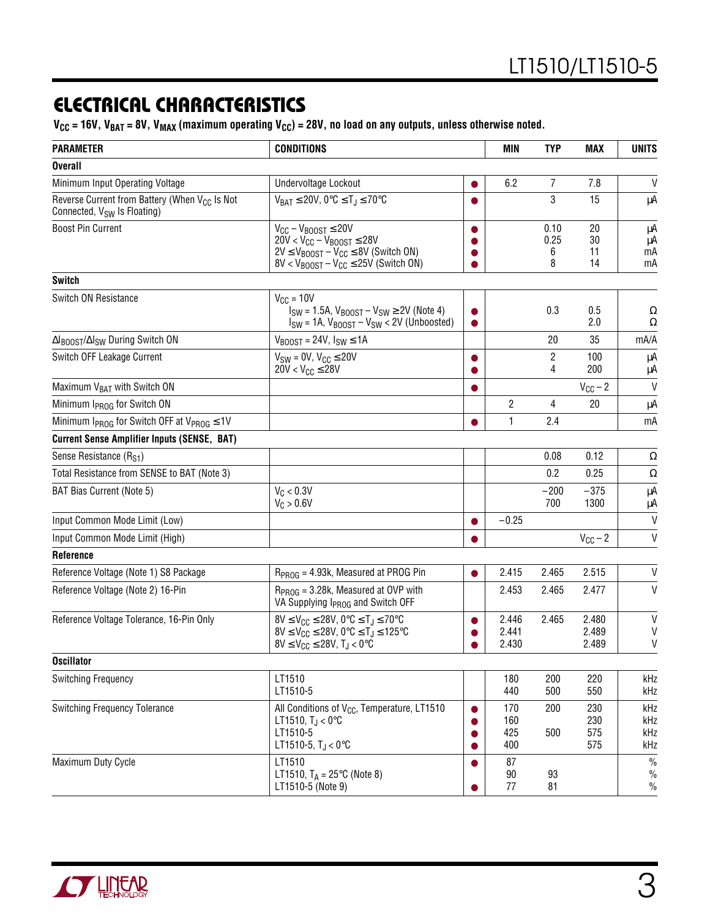## ELECTRICAL CHARACTERISTICS

**$V_{CC}$ = 16V, $V_{BAT}$ = 8V, $V_{MAX}$ (maximum operating $V_{CC}$) = 28V, no load on any outputs, unless otherwise noted.**

| PARAMETER | CONDITIONS | | MIN | TYP | MAX | UNITS |
|---|---|---|---|---|---|---|
| **Overall** | | | | | | |
| Minimum Input Operating Voltage | Undervoltage Lockout | ● | 6.2 | 7 | 7.8 | V |
| Reverse Current from Battery (When $V_{CC}$ Is Not Connected, $V_{SW}$ Is Floating) | $V_{BAT} \le 20V$, $0°C \le T_J \le 70°C$ | ● | | 3 | 15 | µA |
| Boost Pin Current | $V_{CC} – V_{BOOST} \le 20V$<br>$20V < V_{CC} – V_{BOOST} \le 28V$<br>$2V \le V_{BOOST} – V_{CC} \le 8V$ (Switch ON)<br>$8V < V_{BOOST} – V_{CC} \le 25V$ (Switch ON) | ●<br>●<br>●<br>● | | 0.10<br>0.25<br>6<br>8 | 20<br>30<br>11<br>14 | µA<br>µA<br>mA<br>mA |
| **Switch** | | | | | | |
| Switch ON Resistance | $V_{CC}$ = 10V<br>$I_{SW}$ = 1.5A, $V_{BOOST} – V_{SW} \ge 2V$ (Note 4)<br>$I_{SW}$ = 1A, $V_{BOOST} – V_{SW} < 2V$ (Unboosted) | <br>●<br>● | | <br>0.3 | <br>0.5<br>2.0 | <br>Ω<br>Ω |
| $\Delta I_{BOOST}/\Delta I_{SW}$ During Switch ON | $V_{BOOST}$ = 24V, $I_{SW} \le 1A$ | | | 20 | 35 | mA/A |
| Switch OFF Leakage Current | $V_{SW}$ = 0V, $V_{CC} \le 20V$<br>$20V < V_{CC} \le 28V$ | ●<br>● | | 2<br>4 | 100<br>200 | µA<br>µA |
| Maximum $V_{BAT}$ with Switch ON | | ● | | | $V_{CC} – 2$ | V |
| Minimum $I_{PROG}$ for Switch ON | | | 2 | 4 | 20 | µA |
| Minimum $I_{PROG}$ for Switch OFF at $V_{PROG} \le 1V$ | | ● | 1 | 2.4 | | mA |
| **Current Sense Amplifier Inputs (SENSE, BAT)** | | | | | | |
| Sense Resistance ($R_{S1}$) | | | | 0.08 | 0.12 | Ω |
| Total Resistance from SENSE to BAT (Note 3) | | | | 0.2 | 0.25 | Ω |
| BAT Bias Current (Note 5) | $V_C < 0.3V$<br>$V_C > 0.6V$ | | | –200<br>700 | –375<br>1300 | µA<br>µA |
| Input Common Mode Limit (Low) | | ● | –0.25 | | | V |
| Input Common Mode Limit (High) | | ● | | | $V_{CC} – 2$ | V |
| **Reference** | | | | | | |
| Reference Voltage (Note 1) S8 Package | $R_{PROG}$ = 4.93k, Measured at PROG Pin | ● | 2.415 | 2.465 | 2.515 | V |
| Reference Voltage (Note 2) 16-Pin | $R_{PROG}$ = 3.28k, Measured at OVP with VA Supplying $I_{PROG}$ and Switch OFF | | 2.453 | 2.465 | 2.477 | V |
| Reference Voltage Tolerance, 16-Pin Only | $8V \le V_{CC} \le 28V$, $0°C \le T_J \le 70°C$<br>$8V \le V_{CC} \le 28V$, $0°C \le T_J \le 125°C$<br>$8V \le V_{CC} \le 28V$, $T_J < 0°C$ | ●<br>●<br>● | 2.446<br>2.441<br>2.430 | 2.465 | 2.480<br>2.489<br>2.489 | V<br>V<br>V |
| **Oscillator** | | | | | | |
| Switching Frequency | LT1510<br>LT1510-5 | | 180<br>440 | 200<br>500 | 220<br>550 | kHz<br>kHz |
| Switching Frequency Tolerance | All Conditions of $V_{CC}$, Temperature, LT1510<br>LT1510, $T_J < 0°C$<br>LT1510-5<br>LT1510-5, $T_J < 0°C$ | ●<br>●<br>●<br>● | 170<br>160<br>425<br>400 | 200<br><br>500 | 230<br>230<br>575<br>575 | kHz<br>kHz<br>kHz<br>kHz |
| Maximum Duty Cycle | LT1510<br>LT1510, $T_A$ = 25°C (Note 8)<br>LT1510-5 (Note 9) | ●<br><br>● | 87<br>90<br>77 | <br>93<br>81 | | %<br>%<br>% |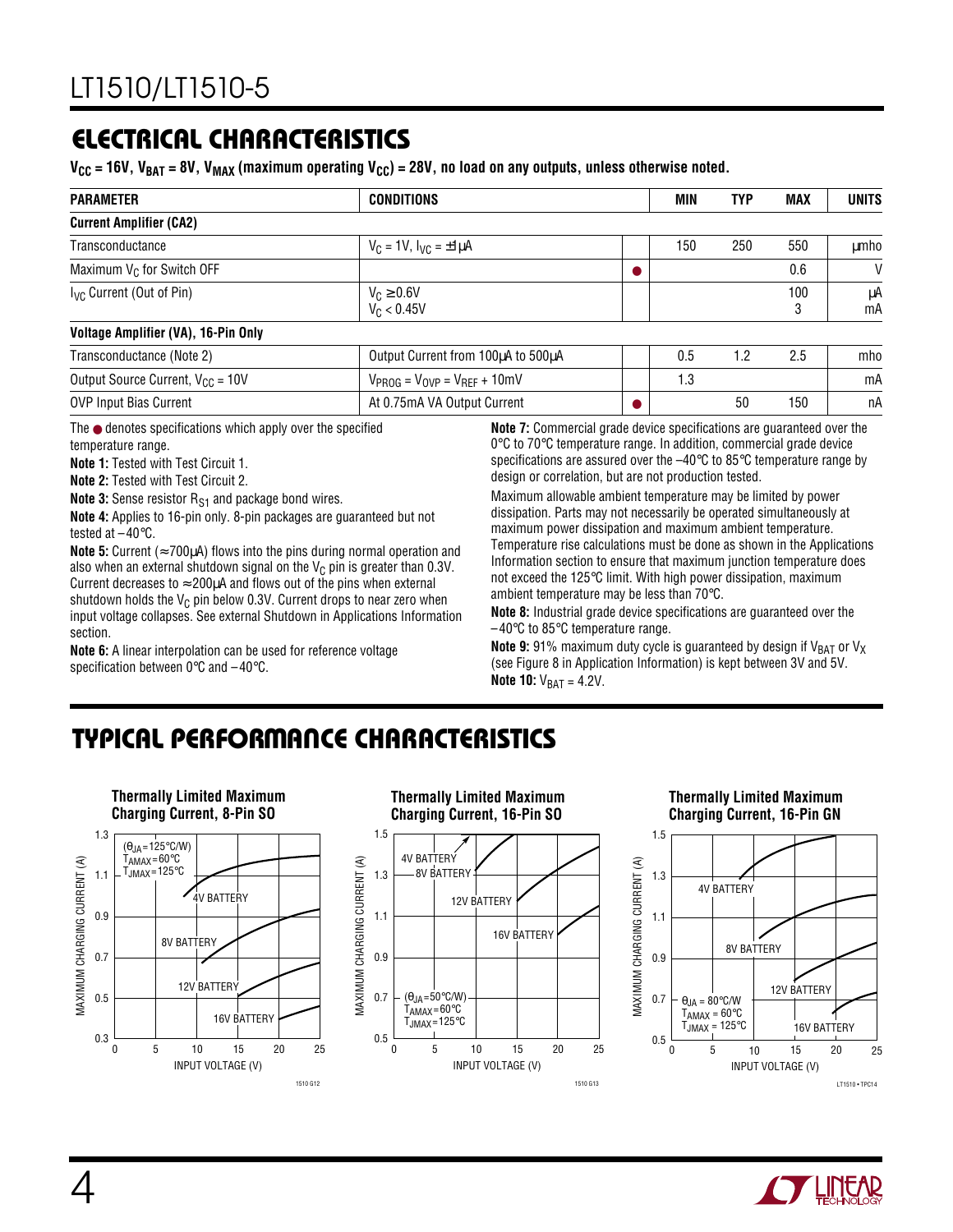## ELECTRICAL CHARACTERISTICS

**$V_{CC}$ = 16V, $V_{BAT}$ = 8V, $V_{MAX}$ (maximum operating $V_{CC}$) = 28V, no load on any outputs, unless otherwise noted.**

| PARAMETER | CONDITIONS | | MIN | TYP | MAX | UNITS |
|---|---|---|---|---|---|---|
| **Current Amplifier (CA2)** | | | | | | |
| Transconductance | $V_C$ = 1V, $I_{VC}$ = ±1µA | | 150 | 250 | 550 | µmho |
| Maximum $V_C$ for Switch OFF | | ● | | | 0.6 | V |
| $I_{VC}$ Current (Out of Pin) | $V_C$ ≥ 0.6V<br>$V_C$ < 0.45V | | | | 100<br>3 | µA<br>mA |
| **Voltage Amplifier (VA), 16-Pin Only** | | | | | | |
| Transconductance (Note 2) | Output Current from 100µA to 500µA | | 0.5 | 1.2 | 2.5 | mho |
| Output Source Current, $V_{CC}$ = 10V | $V_{PROG}$ = $V_{OVP}$ = $V_{REF}$ + 10mV | | 1.3 | | | mA |
| OVP Input Bias Current | At 0.75mA VA Output Current | ● | | 50 | 150 | nA |

The ● denotes specifications which apply over the specified temperature range.

**Note 1:** Tested with Test Circuit 1.

**Note 2:** Tested with Test Circuit 2.

**Note 3:** Sense resistor $R_{S1}$ and package bond wires.

**Note 4:** Applies to 16-pin only. 8-pin packages are guaranteed but not tested at –40°C.

**Note 5:** Current (≈700µA) flows into the pins during normal operation and also when an external shutdown signal on the $V_C$ pin is greater than 0.3V. Current decreases to ≈200µA and flows out of the pins when external shutdown holds the $V_C$ pin below 0.3V. Current drops to near zero when input voltage collapses. See external Shutdown in Applications Information section.

**Note 6:** A linear interpolation can be used for reference voltage specification between 0°C and –40°C.

**Note 7:** Commercial grade device specifications are guaranteed over the 0°C to 70°C temperature range. In addition, commercial grade device specifications are assured over the –40°C to 85°C temperature range by design or correlation, but are not production tested.

Maximum allowable ambient temperature may be limited by power dissipation. Parts may not necessarily be operated simultaneously at maximum power dissipation and maximum ambient temperature. Temperature rise calculations must be done as shown in the Applications Information section to ensure that maximum junction temperature does not exceed the 125°C limit. With high power dissipation, maximum ambient temperature may be less than 70°C.

**Note 8:** Industrial grade device specifications are guaranteed over the –40°C to 85°C temperature range.

**Note 9:** 91% maximum duty cycle is guaranteed by design if $V_{BAT}$ or $V_X$ (see Figure 8 in Application Information) is kept between 3V and 5V.

**Note 10:** $V_{BAT}$ = 4.2V.

## TYPICAL PERFORMANCE CHARACTERISTICS

**Thermally Limited Maximum Charging Current, 8-Pin SO**

**Thermally Limited Maximum Charging Current, 16-Pin SO**

**Thermally Limited Maximum Charging Current, 16-Pin GN**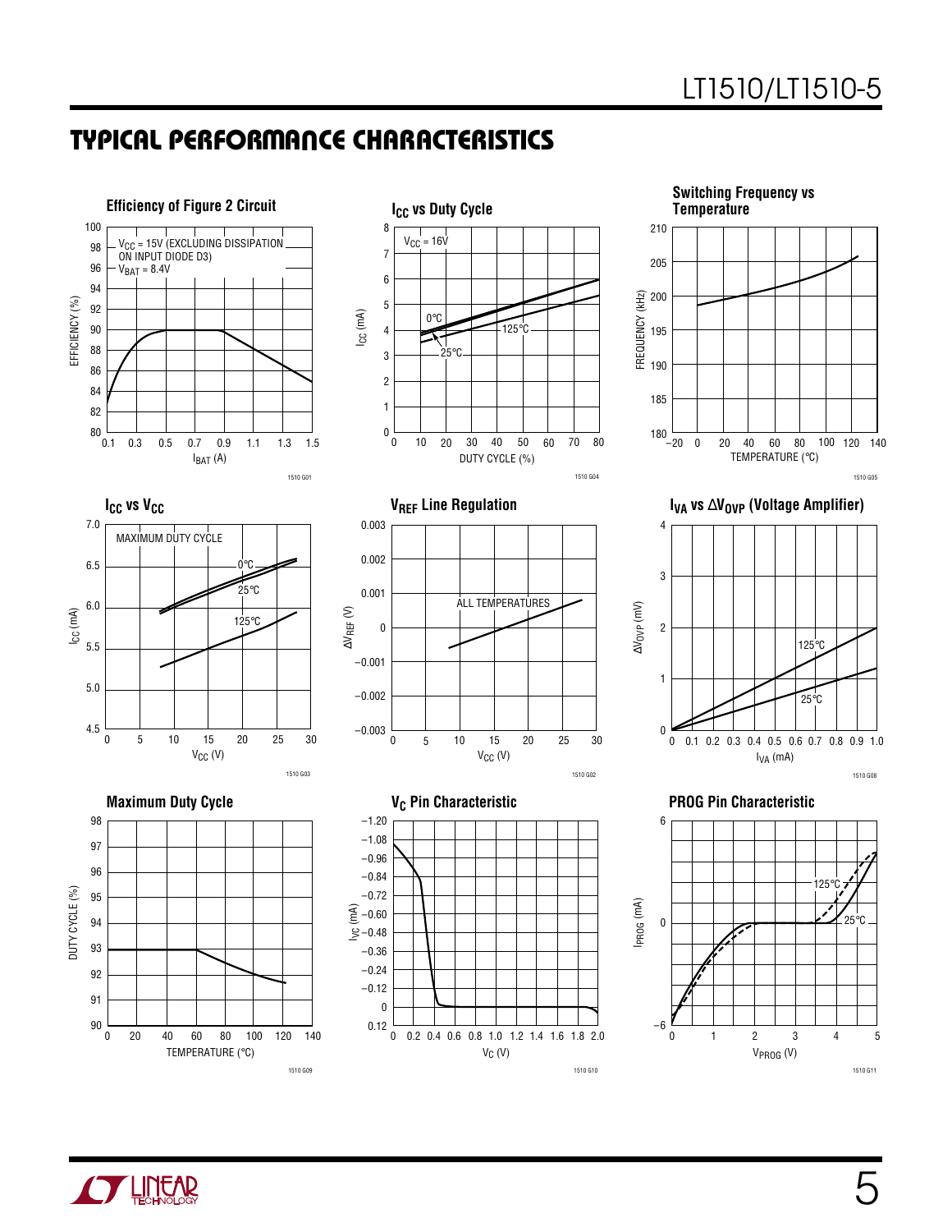## TYPICAL PERFORMANCE CHARACTERISTICS

**Efficiency of Figure 2 Circuit**

$V_{CC}$ = 15V (EXCLUDING DISSIPATION ON INPUT DIODE D3)
$V_{BAT}$ = 8.4V

EFFICIENCY (%) vs $I_{BAT}$ (A)

1510 G01

**$I_{CC}$ vs Duty Cycle**

$V_{CC}$ = 16V

$I_{CC}$ (mA) vs DUTY CYCLE (%); curves: 0°C, 25°C, 125°C

1510 G04

**Switching Frequency vs Temperature**

FREQUENCY (kHz) vs TEMPERATURE (°C)

1510 G05

**$I_{CC}$ vs $V_{CC}$**

MAXIMUM DUTY CYCLE

$I_{CC}$ (mA) vs $V_{CC}$ (V); curves: 0°C, 25°C, 125°C

1510 G03

**$V_{REF}$ Line Regulation**

ALL TEMPERATURES

$\Delta V_{REF}$ (V) vs $V_{CC}$ (V)

1510 G02

**$I_{VA}$ vs $\Delta V_{OVP}$ (Voltage Amplifier)**

$\Delta V_{OVP}$ (mV) vs $I_{VA}$ (mA); curves: 125°C, 25°C

1510 G08

**Maximum Duty Cycle**

DUTY CYCLE (%) vs TEMPERATURE (°C)

1510 G09

**$V_C$ Pin Characteristic**

$I_{VC}$ (mA) vs $V_C$ (V)

1510 G10

**PROG Pin Characteristic**

$I_{PROG}$ (mA) vs $V_{PROG}$ (V); curves: 125°C, 25°C

1510 G11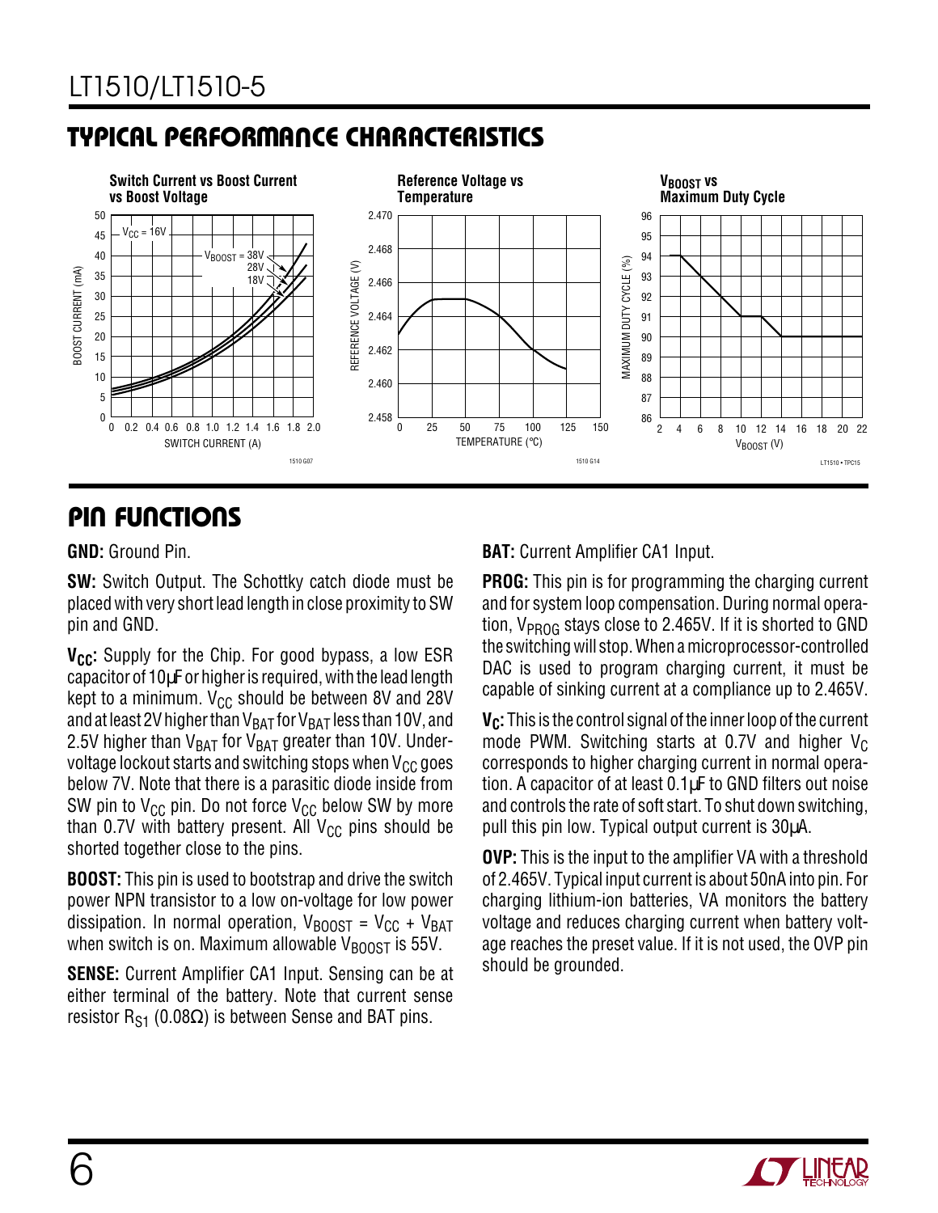## TYPICAL PERFORMANCE CHARACTERISTICS

**Switch Current vs Boost Current vs Boost Voltage**

**Reference Voltage vs Temperature**

**$V_{BOOST}$ vs Maximum Duty Cycle**

## PIN FUNCTIONS

**GND:** Ground Pin.

**SW:** Switch Output. The Schottky catch diode must be placed with very short lead length in close proximity to SW pin and GND.

**$V_{CC}$:** Supply for the Chip. For good bypass, a low ESR capacitor of 10µF or higher is required, with the lead length kept to a minimum. $V_{CC}$ should be between 8V and 28V and at least 2V higher than $V_{BAT}$ for $V_{BAT}$ less than 10V, and 2.5V higher than $V_{BAT}$ for $V_{BAT}$ greater than 10V. Undervoltage lockout starts and switching stops when $V_{CC}$ goes below 7V. Note that there is a parasitic diode inside from SW pin to $V_{CC}$ pin. Do not force $V_{CC}$ below SW by more than 0.7V with battery present. All $V_{CC}$ pins should be shorted together close to the pins.

**BOOST:** This pin is used to bootstrap and drive the switch power NPN transistor to a low on-voltage for low power dissipation. In normal operation, $V_{BOOST} = V_{CC} + V_{BAT}$ when switch is on. Maximum allowable $V_{BOOST}$ is 55V.

**SENSE:** Current Amplifier CA1 Input. Sensing can be at either terminal of the battery. Note that current sense resistor $R_{S1}$ (0.08Ω) is between Sense and BAT pins.

**BAT:** Current Amplifier CA1 Input.

**PROG:** This pin is for programming the charging current and for system loop compensation. During normal operation, $V_{PROG}$ stays close to 2.465V. If it is shorted to GND the switching will stop. When a microprocessor-controlled DAC is used to program charging current, it must be capable of sinking current at a compliance up to 2.465V.

**$V_C$:** This is the control signal of the inner loop of the current mode PWM. Switching starts at 0.7V and higher $V_C$ corresponds to higher charging current in normal operation. A capacitor of at least 0.1µF to GND filters out noise and controls the rate of soft start. To shut down switching, pull this pin low. Typical output current is 30µA.

**OVP:** This is the input to the amplifier VA with a threshold of 2.465V. Typical input current is about 50nA into pin. For charging lithium-ion batteries, VA monitors the battery voltage and reduces charging current when battery voltage reaches the preset value. If it is not used, the OVP pin should be grounded.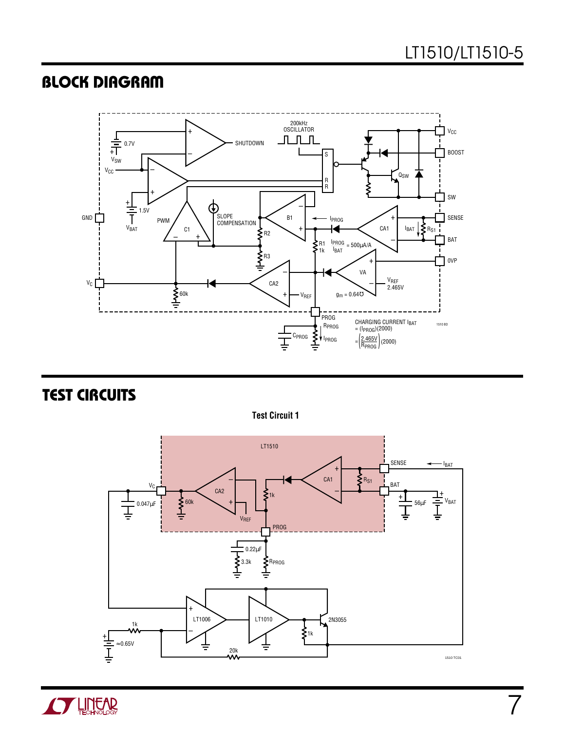## BLOCK DIAGRAM

CHARGING CURRENT $I_{BAT}$
$= (I_{PROG})(2000)$
$= \left(\frac{2.465V}{R_{PROG}}\right)(2000)$

## TEST CIRCUITS

**Test Circuit 1**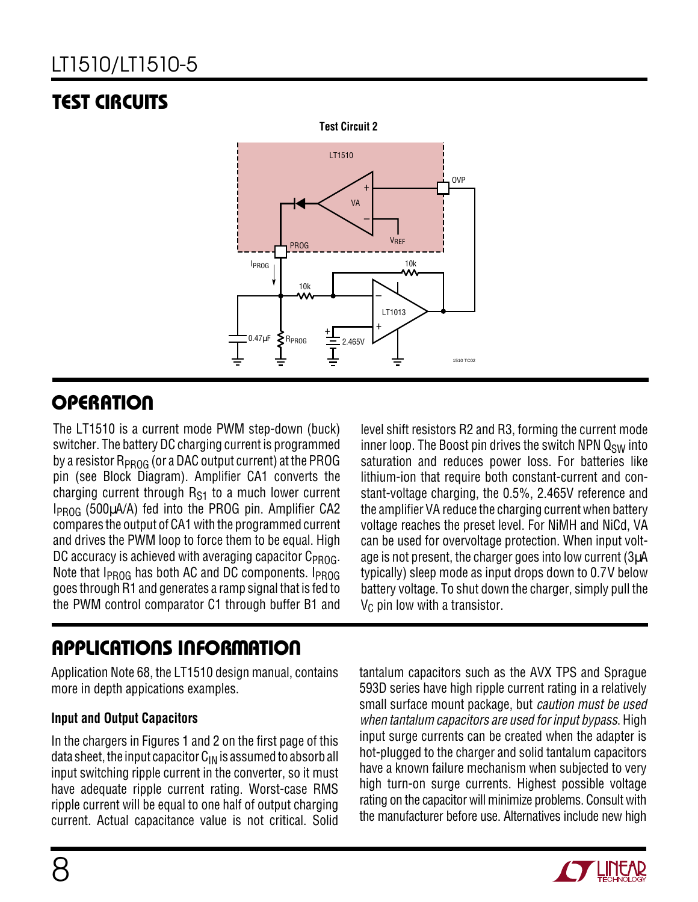## TEST CIRCUITS

**Test Circuit 2**

## OPERATION

The LT1510 is a current mode PWM step-down (buck) switcher. The battery DC charging current is programmed by a resistor $R_{PROG}$ (or a DAC output current) at the PROG pin (see Block Diagram). Amplifier CA1 converts the charging current through $R_{S1}$ to a much lower current $I_{PROG}$ (500µA/A) fed into the PROG pin. Amplifier CA2 compares the output of CA1 with the programmed current and drives the PWM loop to force them to be equal. High DC accuracy is achieved with averaging capacitor $C_{PROG}$. Note that $I_{PROG}$ has both AC and DC components. $I_{PROG}$ goes through R1 and generates a ramp signal that is fed to the PWM control comparator C1 through buffer B1 and level shift resistors R2 and R3, forming the current mode inner loop. The Boost pin drives the switch NPN $Q_{SW}$ into saturation and reduces power loss. For batteries like lithium-ion that require both constant-current and constant-voltage charging, the 0.5%, 2.465V reference and the amplifier VA reduce the charging current when battery voltage reaches the preset level. For NiMH and NiCd, VA can be used for overvoltage protection. When input voltage is not present, the charger goes into low current (3µA typically) sleep mode as input drops down to 0.7V below battery voltage. To shut down the charger, simply pull the $V_C$ pin low with a transistor.

## APPLICATIONS INFORMATION

Application Note 68, the LT1510 design manual, contains more in depth appications examples.

### Input and Output Capacitors

In the chargers in Figures 1 and 2 on the first page of this data sheet, the input capacitor $C_{IN}$ is assumed to absorb all input switching ripple current in the converter, so it must have adequate ripple current rating. Worst-case RMS ripple current will be equal to one half of output charging current. Actual capacitance value is not critical. Solid tantalum capacitors such as the AVX TPS and Sprague 593D series have high ripple current rating in a relatively small surface mount package, but *caution must be used when tantalum capacitors are used for input bypass*. High input surge currents can be created when the adapter is hot-plugged to the charger and solid tantalum capacitors have a known failure mechanism when subjected to very high turn-on surge currents. Highest possible voltage rating on the capacitor will minimize problems. Consult with the manufacturer before use. Alternatives include new high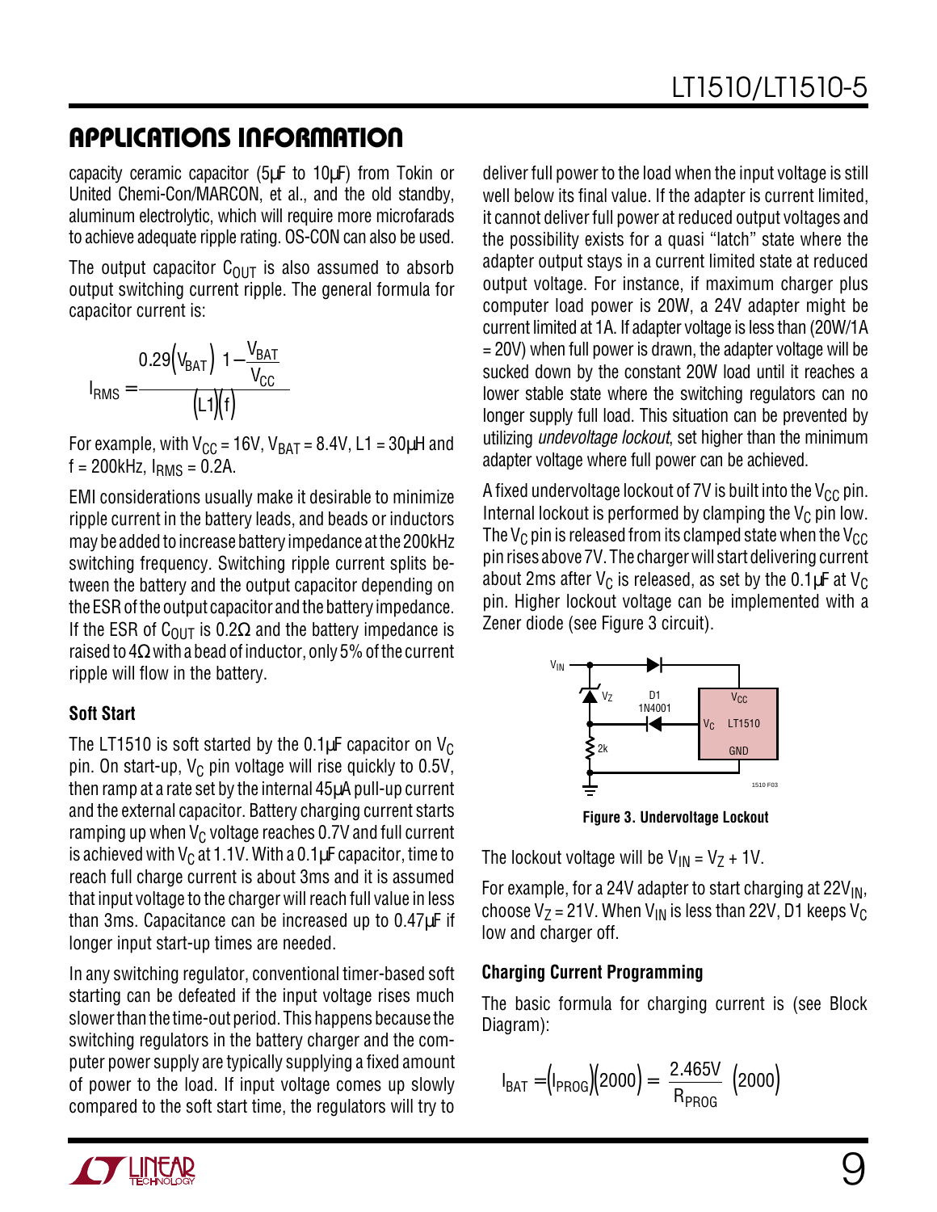## APPLICATIONS INFORMATION

capacity ceramic capacitor (5µF to 10µF) from Tokin or United Chemi-Con/MARCON, et al., and the old standby, aluminum electrolytic, which will require more microfarads to achieve adequate ripple rating. OS-CON can also be used.

The output capacitor $C_{OUT}$ is also assumed to absorb output switching current ripple. The general formula for capacitor current is:

$$I_{RMS} = \frac{0.29\left(V_{BAT}\right)\left(1 - \frac{V_{BAT}}{V_{CC}}\right)}{\left(L1\right)\left(f\right)}$$

For example, with $V_{CC}$ = 16V, $V_{BAT}$ = 8.4V, L1 = 30µH and f = 200kHz, $I_{RMS}$ = 0.2A.

EMI considerations usually make it desirable to minimize ripple current in the battery leads, and beads or inductors may be added to increase battery impedance at the 200kHz switching frequency. Switching ripple current splits between the battery and the output capacitor depending on the ESR of the output capacitor and the battery impedance. If the ESR of $C_{OUT}$ is 0.2Ω and the battery impedance is raised to 4Ω with a bead of inductor, only 5% of the current ripple will flow in the battery.

### Soft Start

The LT1510 is soft started by the 0.1µF capacitor on $V_C$ pin. On start-up, $V_C$ pin voltage will rise quickly to 0.5V, then ramp at a rate set by the internal 45µA pull-up current and the external capacitor. Battery charging current starts ramping up when $V_C$ voltage reaches 0.7V and full current is achieved with $V_C$ at 1.1V. With a 0.1µF capacitor, time to reach full charge current is about 3ms and it is assumed that input voltage to the charger will reach full value in less than 3ms. Capacitance can be increased up to 0.47µF if longer input start-up times are needed.

In any switching regulator, conventional timer-based soft starting can be defeated if the input voltage rises much slower than the time-out period. This happens because the switching regulators in the battery charger and the computer power supply are typically supplying a fixed amount of power to the load. If input voltage comes up slowly compared to the soft start time, the regulators will try to deliver full power to the load when the input voltage is still well below its final value. If the adapter is current limited, it cannot deliver full power at reduced output voltages and the possibility exists for a quasi "latch" state where the adapter output stays in a current limited state at reduced output voltage. For instance, if maximum charger plus computer load power is 20W, a 24V adapter might be current limited at 1A. If adapter voltage is less than (20W/1A = 20V) when full power is drawn, the adapter voltage will be sucked down by the constant 20W load until it reaches a lower stable state where the switching regulators can no longer supply full load. This situation can be prevented by utilizing *undevoltage lockout*, set higher than the minimum adapter voltage where full power can be achieved.

A fixed undervoltage lockout of 7V is built into the $V_{CC}$ pin. Internal lockout is performed by clamping the $V_C$ pin low. The $V_C$ pin is released from its clamped state when the $V_{CC}$ pin rises above 7V. The charger will start delivering current about 2ms after $V_C$ is released, as set by the 0.1µF at $V_C$ pin. Higher lockout voltage can be implemented with a Zener diode (see Figure 3 circuit).

**Figure 3. Undervoltage Lockout**

The lockout voltage will be $V_{IN} = V_Z + 1V$.

For example, for a 24V adapter to start charging at $22V_{IN}$, choose $V_Z$ = 21V. When $V_{IN}$ is less than 22V, D1 keeps $V_C$ low and charger off.

### Charging Current Programming

The basic formula for charging current is (see Block Diagram):

$$I_{BAT} = \left(I_{PROG}\right)\left(2000\right) = \left(\frac{2.465V}{R_{PROG}}\right)\left(2000\right)$$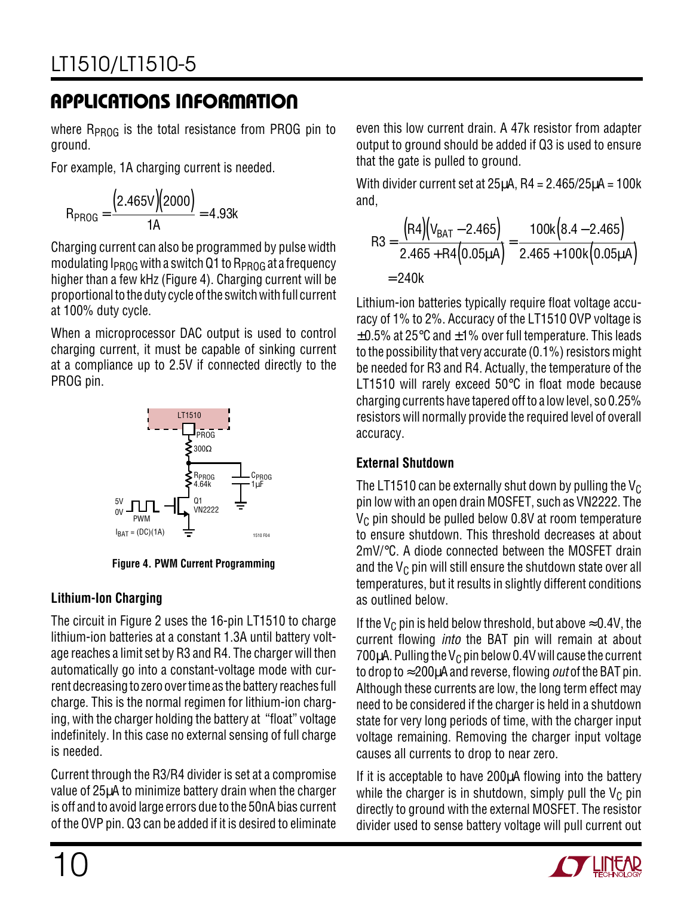## APPLICATIONS INFORMATION

where $R_{PROG}$ is the total resistance from PROG pin to ground.

For example, 1A charging current is needed.

$$R_{PROG} = \frac{(2.465V)(2000)}{1A} = 4.93k$$

Charging current can also be programmed by pulse width modulating $I_{PROG}$ with a switch Q1 to $R_{PROG}$ at a frequency higher than a few kHz (Figure 4). Charging current will be proportional to the duty cycle of the switch with full current at 100% duty cycle.

When a microprocessor DAC output is used to control charging current, it must be capable of sinking current at a compliance up to 2.5V if connected directly to the PROG pin.

**Figure 4. PWM Current Programming**

### Lithium-Ion Charging

The circuit in Figure 2 uses the 16-pin LT1510 to charge lithium-ion batteries at a constant 1.3A until battery voltage reaches a limit set by R3 and R4. The charger will then automatically go into a constant-voltage mode with current decreasing to zero over time as the battery reaches full charge. This is the normal regimen for lithium-ion charging, with the charger holding the battery at "float" voltage indefinitely. In this case no external sensing of full charge is needed.

Current through the R3/R4 divider is set at a compromise value of 25µA to minimize battery drain when the charger is off and to avoid large errors due to the 50nA bias current of the OVP pin. Q3 can be added if it is desired to eliminate even this low current drain. A 47k resistor from adapter output to ground should be added if Q3 is used to ensure that the gate is pulled to ground.

With divider current set at 25µA, R4 = 2.465/25µA = 100k and,

$$R3 = \frac{(R4)(V_{BAT} - 2.465)}{2.465 + R4(0.05\mu A)} = \frac{100k(8.4 - 2.465)}{2.465 + 100k(0.05\mu A)} = 240k$$

Lithium-ion batteries typically require float voltage accuracy of 1% to 2%. Accuracy of the LT1510 OVP voltage is ±0.5% at 25°C and ±1% over full temperature. This leads to the possibility that very accurate (0.1%) resistors might be needed for R3 and R4. Actually, the temperature of the LT1510 will rarely exceed 50°C in float mode because charging currents have tapered off to a low level, so 0.25% resistors will normally provide the required level of overall accuracy.

### External Shutdown

The LT1510 can be externally shut down by pulling the $V_C$ pin low with an open drain MOSFET, such as VN2222. The $V_C$ pin should be pulled below 0.8V at room temperature to ensure shutdown. This threshold decreases at about 2mV/°C. A diode connected between the MOSFET drain and the $V_C$ pin will still ensure the shutdown state over all temperatures, but it results in slightly different conditions as outlined below.

If the $V_C$ pin is held below threshold, but above ≈0.4V, the current flowing *into* the BAT pin will remain at about 700µA. Pulling the $V_C$ pin below 0.4V will cause the current to drop to ≈200µA and reverse, flowing *out* of the BAT pin. Although these currents are low, the long term effect may need to be considered if the charger is held in a shutdown state for very long periods of time, with the charger input voltage remaining. Removing the charger input voltage causes all currents to drop to near zero.

If it is acceptable to have 200µA flowing into the battery while the charger is in shutdown, simply pull the $V_C$ pin directly to ground with the external MOSFET. The resistor divider used to sense battery voltage will pull current out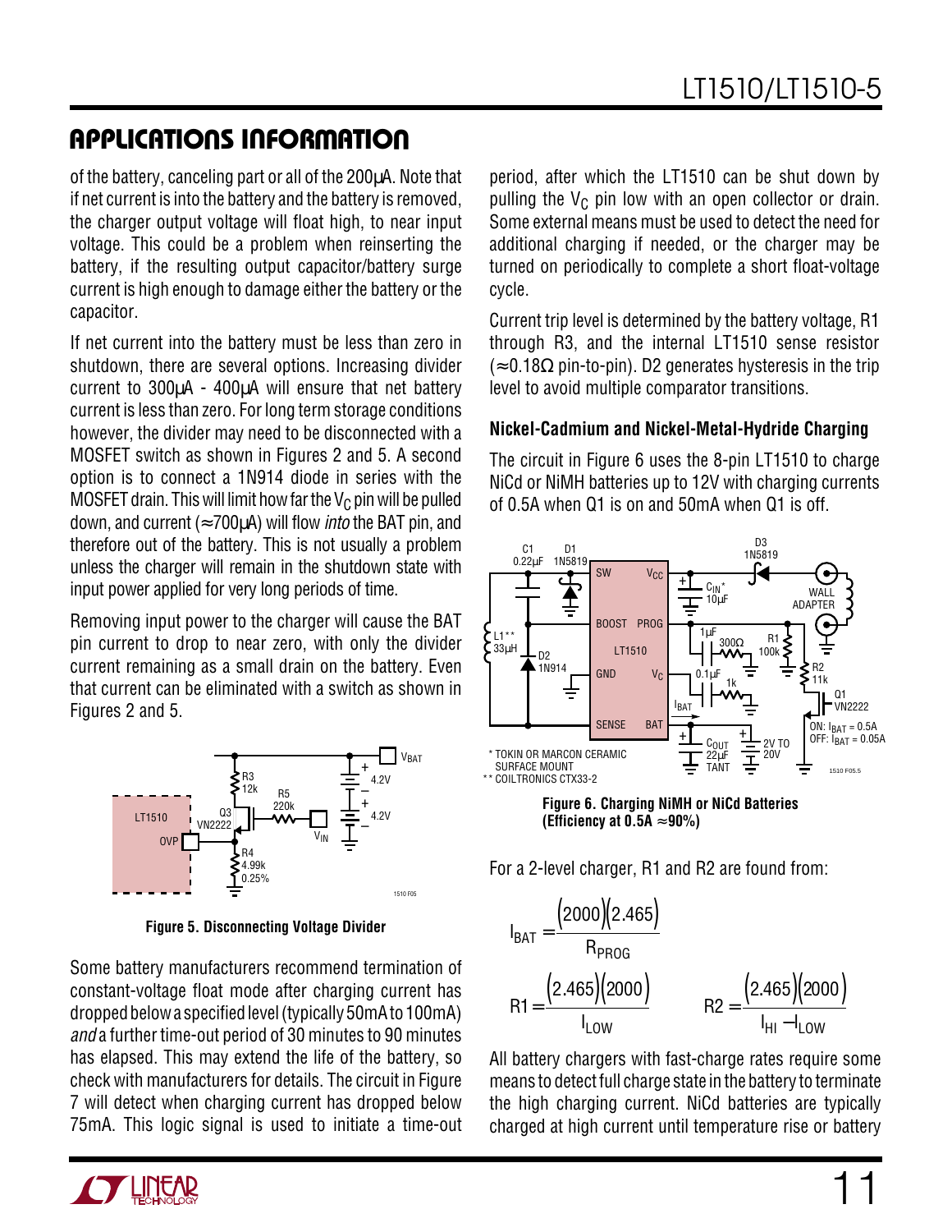## APPLICATIONS INFORMATION

of the battery, canceling part or all of the 200μA. Note that if net current is into the battery and the battery is removed, the charger output voltage will float high, to near input voltage. This could be a problem when reinserting the battery, if the resulting output capacitor/battery surge current is high enough to damage either the battery or the capacitor.

If net current into the battery must be less than zero in shutdown, there are several options. Increasing divider current to 300μA - 400μA will ensure that net battery current is less than zero. For long term storage conditions however, the divider may need to be disconnected with a MOSFET switch as shown in Figures 2 and 5. A second option is to connect a 1N914 diode in series with the MOSFET drain. This will limit how far the $V_C$ pin will be pulled down, and current (≈700μA) will flow *into* the BAT pin, and therefore out of the battery. This is not usually a problem unless the charger will remain in the shutdown state with input power applied for very long periods of time.

Removing input power to the charger will cause the BAT pin current to drop to near zero, with only the divider current remaining as a small drain on the battery. Even that current can be eliminated with a switch as shown in Figures 2 and 5.

**Figure 5. Disconnecting Voltage Divider**

Some battery manufacturers recommend termination of constant-voltage float mode after charging current has dropped below a specified level (typically 50mA to 100mA) *and* a further time-out period of 30 minutes to 90 minutes has elapsed. This may extend the life of the battery, so check with manufacturers for details. The circuit in Figure 7 will detect when charging current has dropped below 75mA. This logic signal is used to initiate a time-out period, after which the LT1510 can be shut down by pulling the $V_C$ pin low with an open collector or drain. Some external means must be used to detect the need for additional charging if needed, or the charger may be turned on periodically to complete a short float-voltage cycle.

Current trip level is determined by the battery voltage, R1 through R3, and the internal LT1510 sense resistor (≈0.18Ω pin-to-pin). D2 generates hysteresis in the trip level to avoid multiple comparator transitions.

### Nickel-Cadmium and Nickel-Metal-Hydride Charging

The circuit in Figure 6 uses the 8-pin LT1510 to charge NiCd or NiMH batteries up to 12V with charging currents of 0.5A when Q1 is on and 50mA when Q1 is off.

**Figure 6. Charging NiMH or NiCd Batteries (Efficiency at 0.5A ≈90%)**

For a 2-level charger, R1 and R2 are found from:

$$I_{BAT} = \frac{(2000)(2.465)}{R_{PROG}}$$

$$R1 = \frac{(2.465)(2000)}{I_{LOW}} \qquad R2 = \frac{(2.465)(2000)}{I_{HI} - I_{LOW}}$$

All battery chargers with fast-charge rates require some means to detect full charge state in the battery to terminate the high charging current. NiCd batteries are typically charged at high current until temperature rise or battery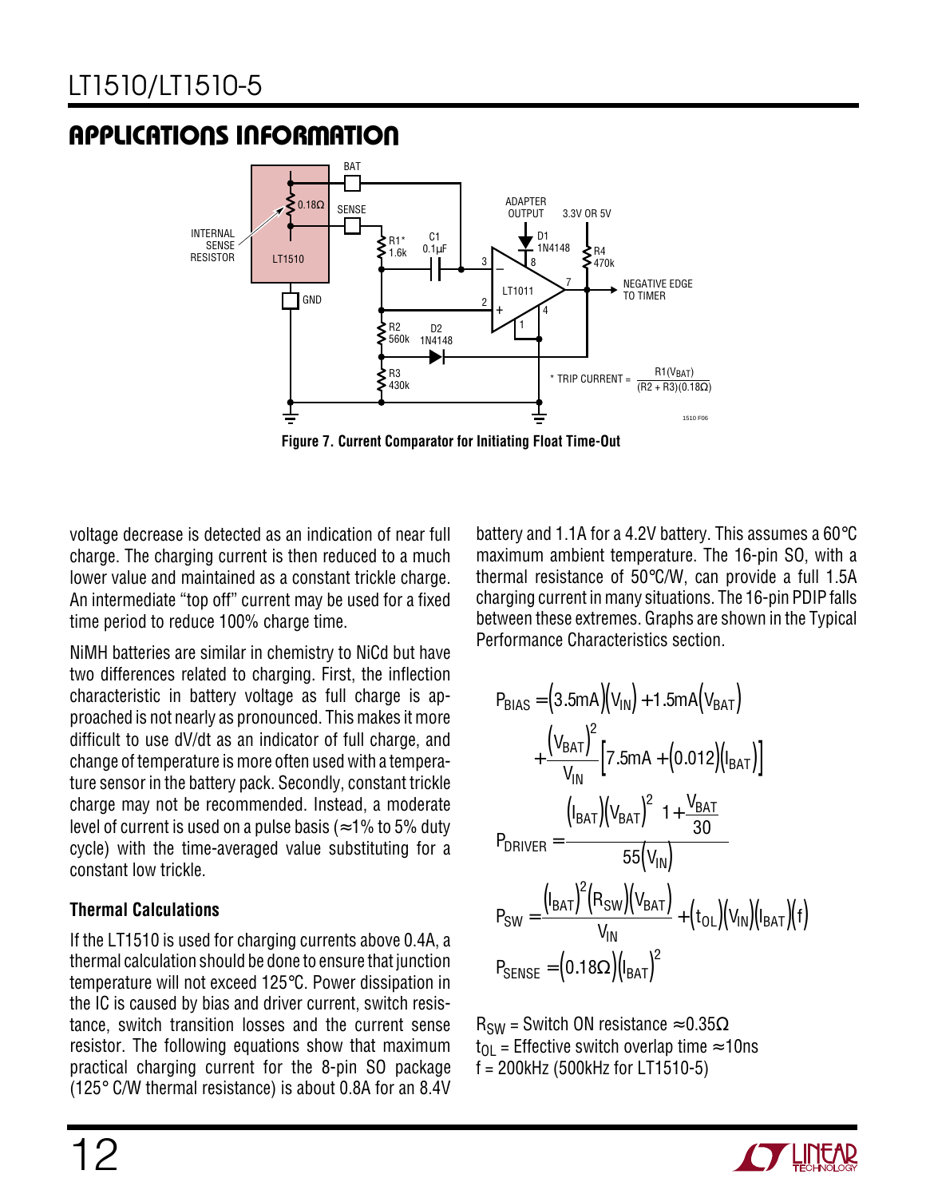## APPLICATIONS INFORMATION

Figure 7. Current Comparator for Initiating Float Time-Out

\* TRIP CURRENT = $\frac{R1(V_{BAT})}{(R2 + R3)(0.18\Omega)}$

voltage decrease is detected as an indication of near full charge. The charging current is then reduced to a much lower value and maintained as a constant trickle charge. An intermediate "top off" current may be used for a fixed time period to reduce 100% charge time.

NiMH batteries are similar in chemistry to NiCd but have two differences related to charging. First, the inflection characteristic in battery voltage as full charge is approached is not nearly as pronounced. This makes it more difficult to use dV/dt as an indicator of full charge, and change of temperature is more often used with a temperature sensor in the battery pack. Secondly, constant trickle charge may not be recommended. Instead, a moderate level of current is used on a pulse basis (≈1% to 5% duty cycle) with the time-averaged value substituting for a constant low trickle.

### Thermal Calculations

If the LT1510 is used for charging currents above 0.4A, a thermal calculation should be done to ensure that junction temperature will not exceed 125°C. Power dissipation in the IC is caused by bias and driver current, switch resistance, switch transition losses and the current sense resistor. The following equations show that maximum practical charging current for the 8-pin SO package (125° C/W thermal resistance) is about 0.8A for an 8.4V battery and 1.1A for a 4.2V battery. This assumes a 60°C maximum ambient temperature. The 16-pin SO, with a thermal resistance of 50°C/W, can provide a full 1.5A charging current in many situations. The 16-pin PDIP falls between these extremes. Graphs are shown in the Typical Performance Characteristics section.

$$P_{BIAS} = (3.5mA)(V_{IN}) + 1.5mA(V_{BAT}) + \frac{(V_{BAT})^2}{V_{IN}}\left[7.5mA + (0.012)(I_{BAT})\right]$$

$$P_{DRIVER} = \frac{(I_{BAT})(V_{BAT})^2\left(1 + \frac{V_{BAT}}{30}\right)}{55(V_{IN})}$$

$$P_{SW} = \frac{(I_{BAT})^2(R_{SW})(V_{BAT})}{V_{IN}} + (t_{OL})(V_{IN})(I_{BAT})(f)$$

$$P_{SENSE} = (0.18\Omega)(I_{BAT})^2$$

$R_{SW}$ = Switch ON resistance ≈0.35Ω
$t_{OL}$ = Effective switch overlap time ≈10ns
f = 200kHz (500kHz for LT1510-5)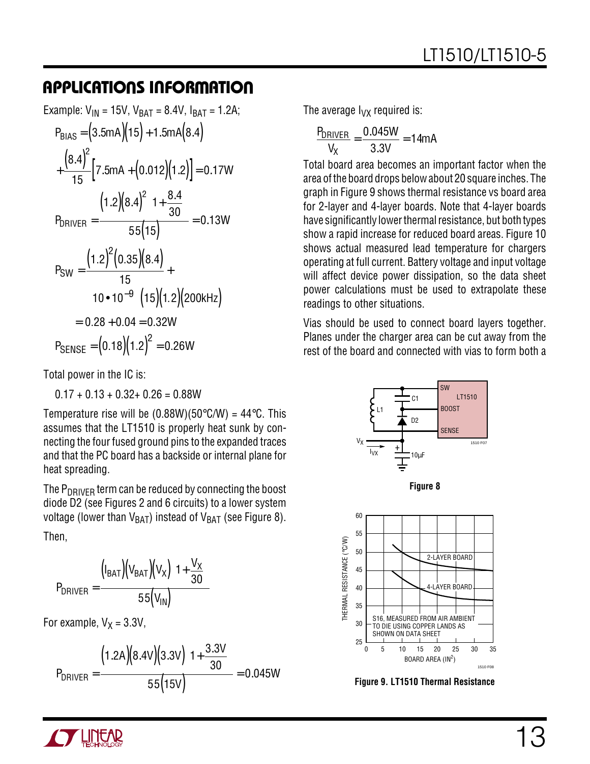## APPLICATIONS INFORMATION

Example: $V_{IN} = 15V$, $V_{BAT} = 8.4V$, $I_{BAT} = 1.2A$;

$$P_{BIAS} = (3.5mA)(15) + 1.5mA(8.4) + \frac{(8.4)^2}{15}\left[7.5mA + (0.012)(1.2)\right] = 0.17W$$

$$P_{DRIVER} = \frac{(1.2)(8.4)^2\left(1 + \frac{8.4}{30}\right)}{55(15)} = 0.13W$$

$$P_{SW} = \frac{(1.2)^2(0.35)(8.4)}{15} + 10 \bullet 10^{-9}(15)(1.2)(200kHz)$$

$$= 0.28 + 0.04 = 0.32W$$

$$P_{SENSE} = (0.18)(1.2)^2 = 0.26W$$

Total power in the IC is:

0.17 + 0.13 + 0.32+ 0.26 = 0.88W

Temperature rise will be (0.88W)(50°C/W) = 44°C. This assumes that the LT1510 is properly heat sunk by connecting the four fused ground pins to the expanded traces and that the PC board has a backside or internal plane for heat spreading.

The $P_{DRIVER}$ term can be reduced by connecting the boost diode D2 (see Figures 2 and 6 circuits) to a lower system voltage (lower than $V_{BAT}$) instead of $V_{BAT}$ (see Figure 8). Then,

$$P_{DRIVER} = \frac{(I_{BAT})(V_{BAT})(V_X)\left(1 + \frac{V_X}{30}\right)}{55(V_{IN})}$$

For example, $V_X = 3.3V$,

$$P_{DRIVER} = \frac{(1.2A)(8.4V)(3.3V)\left(1 + \frac{3.3V}{30}\right)}{55(15V)} = 0.045W$$

The average $I_{VX}$ required is:

$$\frac{P_{DRIVER}}{V_X} = \frac{0.045W}{3.3V} = 14mA$$

Total board area becomes an important factor when the area of the board drops below about 20 square inches. The graph in Figure 9 shows thermal resistance vs board area for 2-layer and 4-layer boards. Note that 4-layer boards have significantly lower thermal resistance, but both types show a rapid increase for reduced board areas. Figure 10 shows actual measured lead temperature for chargers operating at full current. Battery voltage and input voltage will affect device power dissipation, so the data sheet power calculations must be used to extrapolate these readings to other situations.

Vias should be used to connect board layers together. Planes under the charger area can be cut away from the rest of the board and connected with vias to form both a

**Figure 8**

**Figure 9. LT1510 Thermal Resistance**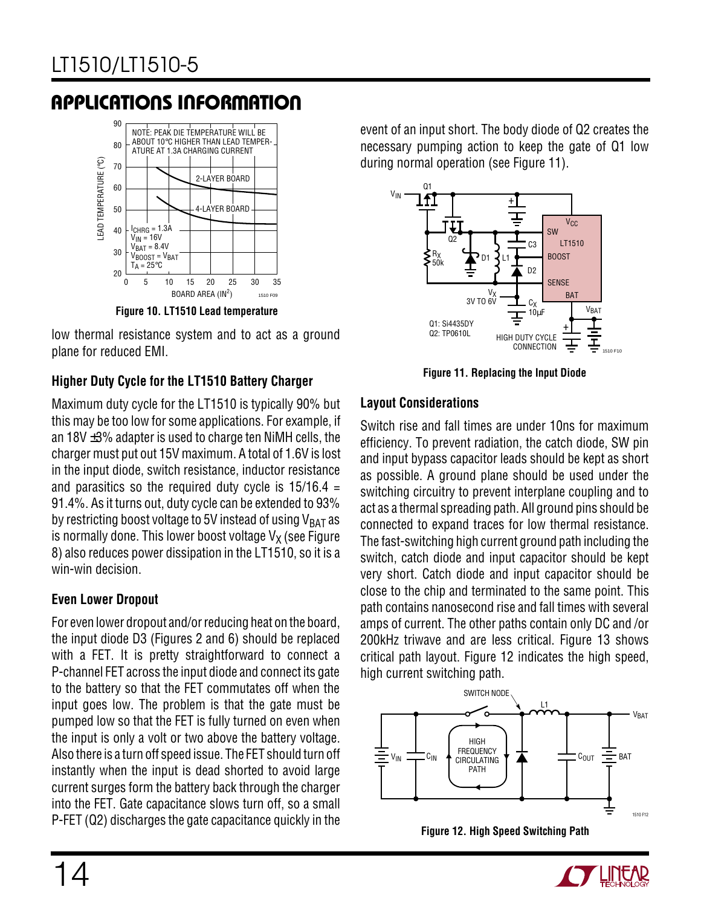## APPLICATIONS INFORMATION

Figure 10. LT1510 Lead temperature

low thermal resistance system and to act as a ground plane for reduced EMI.

### Higher Duty Cycle for the LT1510 Battery Charger

Maximum duty cycle for the LT1510 is typically 90% but this may be too low for some applications. For example, if an 18V ±3% adapter is used to charge ten NiMH cells, the charger must put out 15V maximum. A total of 1.6V is lost in the input diode, switch resistance, inductor resistance and parasitics so the required duty cycle is 15/16.4 = 91.4%. As it turns out, duty cycle can be extended to 93% by restricting boost voltage to 5V instead of using $V_{BAT}$ as is normally done. This lower boost voltage $V_X$ (see Figure 8) also reduces power dissipation in the LT1510, so it is a win-win decision.

### Even Lower Dropout

For even lower dropout and/or reducing heat on the board, the input diode D3 (Figures 2 and 6) should be replaced with a FET. It is pretty straightforward to connect a P-channel FET across the input diode and connect its gate to the battery so that the FET commutates off when the input goes low. The problem is that the gate must be pumped low so that the FET is fully turned on even when the input is only a volt or two above the battery voltage. Also there is a turn off speed issue. The FET should turn off instantly when the input is dead shorted to avoid large current surges form the battery back through the charger into the FET. Gate capacitance slows turn off, so a small P-FET (Q2) discharges the gate capacitance quickly in the event of an input short. The body diode of Q2 creates the necessary pumping action to keep the gate of Q1 low during normal operation (see Figure 11).

Figure 11. Replacing the Input Diode

### Layout Considerations

Switch rise and fall times are under 10ns for maximum efficiency. To prevent radiation, the catch diode, SW pin and input bypass capacitor leads should be kept as short as possible. A ground plane should be used under the switching circuitry to prevent interplane coupling and to act as a thermal spreading path. All ground pins should be connected to expand traces for low thermal resistance. The fast-switching high current ground path including the switch, catch diode and input capacitor should be kept very short. Catch diode and input capacitor should be close to the chip and terminated to the same point. This path contains nanosecond rise and fall times with several amps of current. The other paths contain only DC and /or 200kHz triwave and are less critical. Figure 13 shows critical path layout. Figure 12 indicates the high speed, high current switching path.

Figure 12. High Speed Switching Path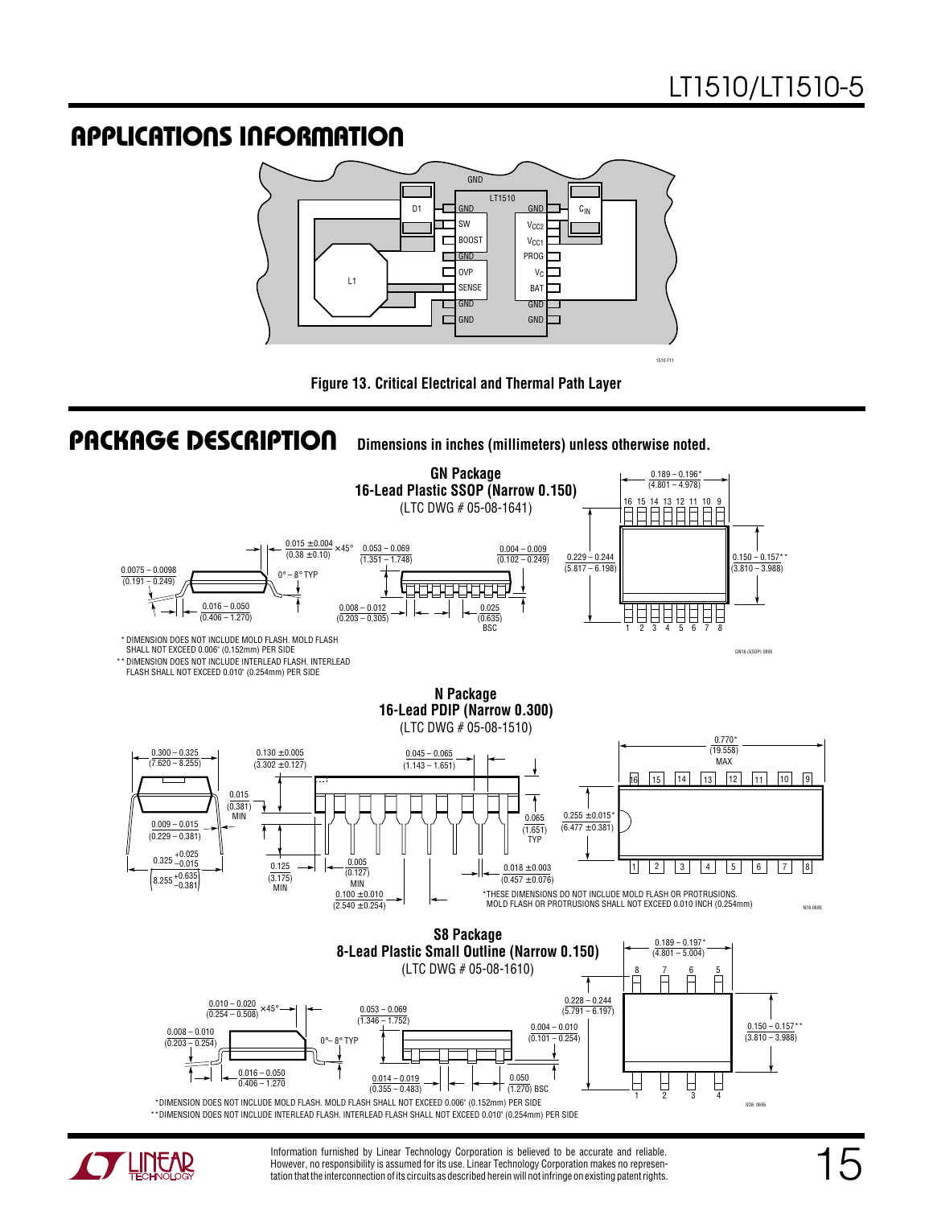## APPLICATIONS INFORMATION

Figure 13. Critical Electrical and Thermal Path Layer

## PACKAGE DESCRIPTION

Dimensions in inches (millimeters) unless otherwise noted.

**GN Package**
**16-Lead Plastic SSOP (Narrow 0.150)**
(LTC DWG # 05-08-1641)

\* DIMENSION DOES NOT INCLUDE MOLD FLASH. MOLD FLASH SHALL NOT EXCEED 0.006" (0.152mm) PER SIDE

\*\* DIMENSION DOES NOT INCLUDE INTERLEAD FLASH. INTERLEAD FLASH SHALL NOT EXCEED 0.010" (0.254mm) PER SIDE

**N Package**
**16-Lead PDIP (Narrow 0.300)**
(LTC DWG # 05-08-1510)

\*THESE DIMENSIONS DO NOT INCLUDE MOLD FLASH OR PROTRUSIONS. MOLD FLASH OR PROTRUSIONS SHALL NOT EXCEED 0.010 INCH (0.254mm)

**S8 Package**
**8-Lead Plastic Small Outline (Narrow 0.150)**
(LTC DWG # 05-08-1610)

\*DIMENSION DOES NOT INCLUDE MOLD FLASH. MOLD FLASH SHALL NOT EXCEED 0.006" (0.152mm) PER SIDE

\*\*DIMENSION DOES NOT INCLUDE INTERLEAD FLASH. INTERLEAD FLASH SHALL NOT EXCEED 0.010" (0.254mm) PER SIDE

Information furnished by Linear Technology Corporation is believed to be accurate and reliable. However, no responsibility is assumed for its use. Linear Technology Corporation makes no representation that the interconnection of its circuits as described herein will not infringe on existing patent rights.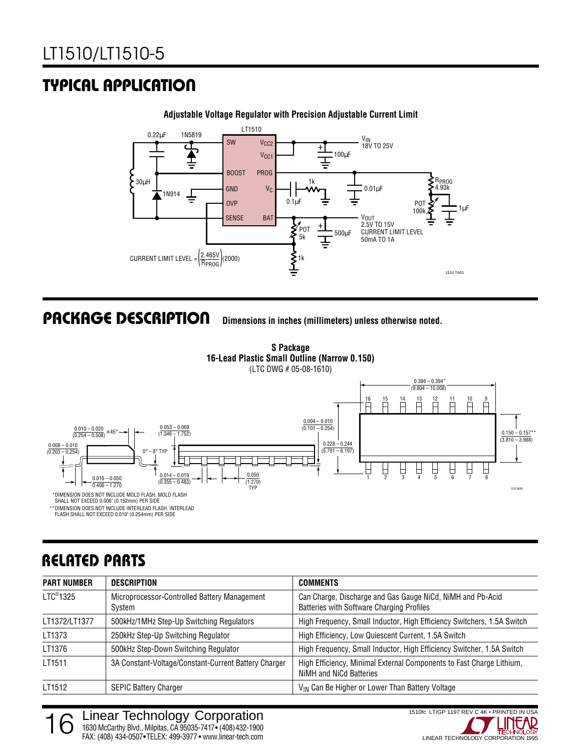## TYPICAL APPLICATION

**Adjustable Voltage Regulator with Precision Adjustable Current Limit**

LT1510
0.22µF
1N5819
SW
$V_{CC2}$
$V_{CC1}$
BOOST
PROG
GND
$V_C$
OVP
SENSE
BAT
30µH
1N914
100µF
1k
0.1µF
0.01µF
$V_{IN}$
18V TO 25V
$R_{PROG}$
4.93k
POT
100k
1µF
POT
5k
500µF
1k
$V_{OUT}$
2.5V TO 15V
CURRENT LIMIT LEVEL
50mA TO 1A

$$\text{CURRENT LIMIT LEVEL} = \left(\frac{2.465V}{R_{PROG}}\right)(2000)$$

1510 TA01

## PACKAGE DESCRIPTION

Dimensions in inches (millimeters) unless otherwise noted.

**S Package**
**16-Lead Plastic Small Outline (Narrow 0.150)**
(LTC DWG # 05-08-1610)

0.386 – 0.394*
(9.804 – 10.008)
16 15 14 13 12 11 10 9
1 2 3 4 5 6 7 8
0.150 – 0.157**
(3.810 – 3.988)
0.228 – 0.244
(5.791 – 6.197)
0.004 – 0.010
(0.101 – 0.254)
0.053 – 0.069
(1.346 – 1.752)
0.010 – 0.020
(0.254 – 0.508) × 45°
0.008 – 0.010
(0.203 – 0.254)
0° – 8° TYP
0.016 – 0.050
0.406 – 1.270
0.014 – 0.019
(0.355 – 0.483)
0.050
(1.270)
TYP

*DIMENSION DOES NOT INCLUDE MOLD FLASH. MOLD FLASH SHALL NOT EXCEED 0.006" (0.152mm) PER SIDE
**DIMENSION DOES NOT INCLUDE INTERLEAD FLASH. INTERLEAD FLASH SHALL NOT EXCEED 0.010" (0.254mm) PER SIDE

S16 0695

## RELATED PARTS

| PART NUMBER | DESCRIPTION | COMMENTS |
| --- | --- | --- |
| LTC®1325 | Microprocessor-Controlled Battery Management System | Can Charge, Discharge and Gas Gauge NiCd, NiMH and Pb-Acid Batteries with Software Charging Profiles |
| LT1372/LT1377 | 500kHz/1MHz Step-Up Switching Regulators | High Frequency, Small Inductor, High Efficiency Switchers, 1.5A Switch |
| LT1373 | 250kHz Step-Up Switching Regulator | High Efficiency, Low Quiescent Current, 1.5A Switch |
| LT1376 | 500kHz Step-Down Switching Regulator | High Frequency, Small Inductor, High Efficiency Switcher, 1.5A Switch |
| LT1511 | 3A Constant-Voltage/Constant-Current Battery Charger | High Efficiency, Minimal External Components to Fast Charge Lithium, NiMH and NiCd Batteries |
| LT1512 | SEPIC Battery Charger | $V_{IN}$ Can Be Higher or Lower Than Battery Voltage |

Linear Technology Corporation
1630 McCarthy Blvd., Milpitas, CA 95035-7417 • (408) 432-1900
FAX: (408) 434-0507 • TELEX: 499-3977 • www.linear-tech.com

1510fc LT/GP 1197 REV C 4K • PRINTED IN USA
© LINEAR TECHNOLOGY CORPORATION 1995